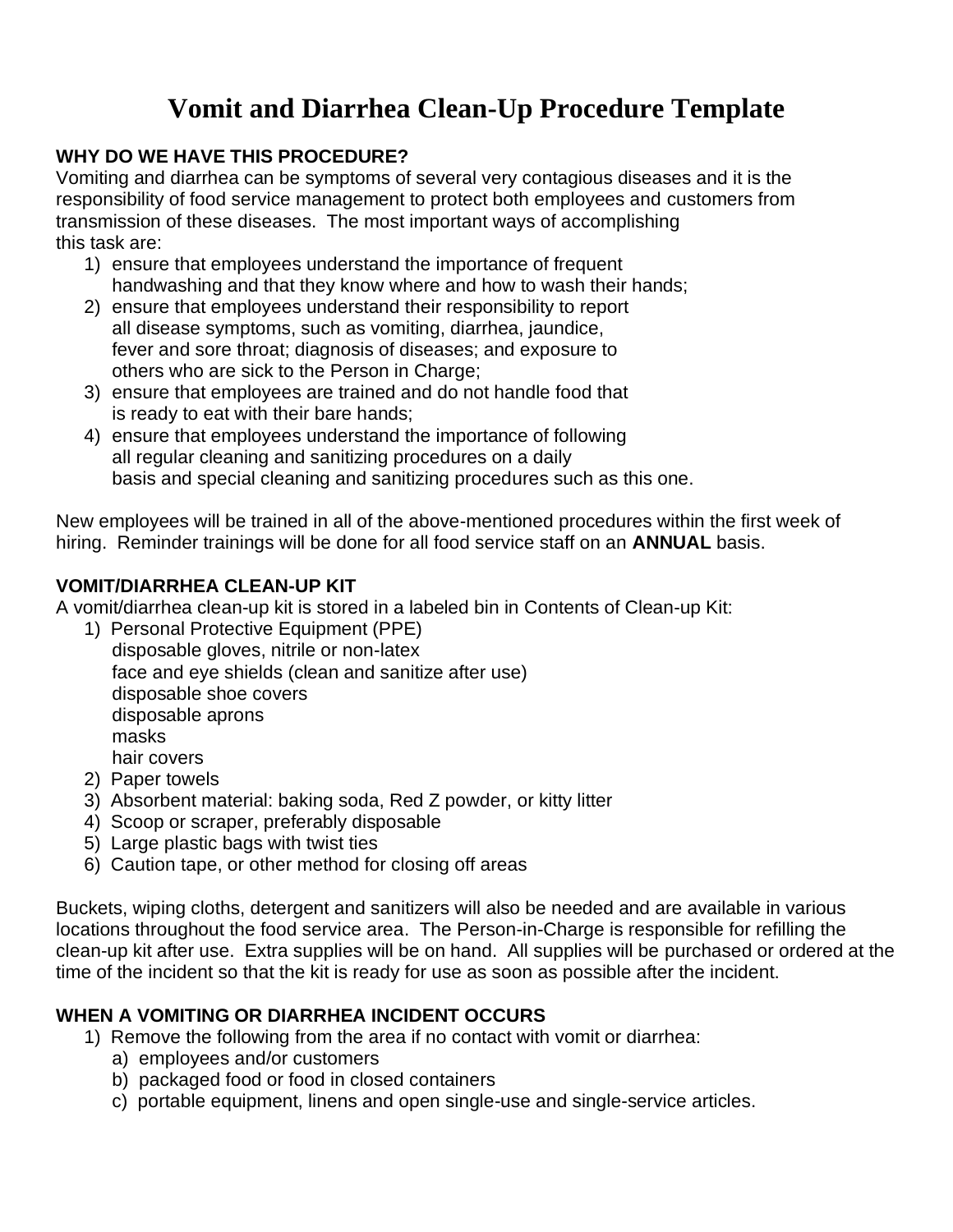# Vomit and Diarrhea Clean-Up Procedure Template

**WHY DO WE HAVE THIS PROCEDURE?**

Vomiting and diarrhea can be symptoms of several very contagious diseases and it is the responsibility of food service management to protect both employees and customers from transmission of these diseases. The most important ways of accomplishing this task are:

1) ensure that employees understand the importance of frequent handwashing and that they know where and how to wash their hands;
2) ensure that employees understand their responsibility to report all disease symptoms, such as vomiting, diarrhea, jaundice, fever and sore throat; diagnosis of diseases; and exposure to others who are sick to the Person in Charge;
3) ensure that employees are trained and do not handle food that is ready to eat with their bare hands;
4) ensure that employees understand the importance of following all regular cleaning and sanitizing procedures on a daily basis and special cleaning and sanitizing procedures such as this one.

New employees will be trained in all of the above-mentioned procedures within the first week of hiring. Reminder trainings will be done for all food service staff on an **ANNUAL** basis.

**VOMIT/DIARRHEA CLEAN-UP KIT**

A vomit/diarrhea clean-up kit is stored in a labeled bin in Contents of Clean-up Kit:

1) Personal Protective Equipment (PPE)
   disposable gloves, nitrile or non-latex
   face and eye shields (clean and sanitize after use)
   disposable shoe covers
   disposable aprons
   masks
   hair covers
2) Paper towels
3) Absorbent material: baking soda, Red Z powder, or kitty litter
4) Scoop or scraper, preferably disposable
5) Large plastic bags with twist ties
6) Caution tape, or other method for closing off areas

Buckets, wiping cloths, detergent and sanitizers will also be needed and are available in various locations throughout the food service area. The Person-in-Charge is responsible for refilling the clean-up kit after use. Extra supplies will be on hand. All supplies will be purchased or ordered at the time of the incident so that the kit is ready for use as soon as possible after the incident.

**WHEN A VOMITING OR DIARRHEA INCIDENT OCCURS**

1) Remove the following from the area if no contact with vomit or diarrhea:
   a) employees and/or customers
   b) packaged food or food in closed containers
   c) portable equipment, linens and open single-use and single-service articles.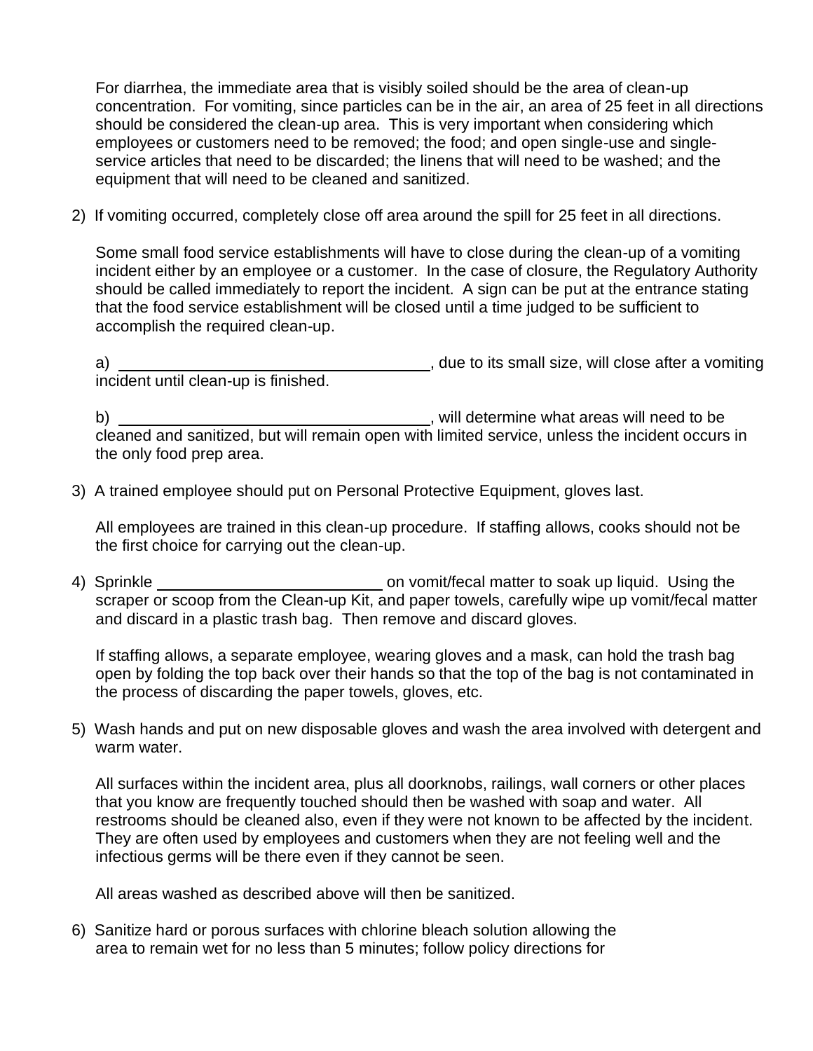For diarrhea, the immediate area that is visibly soiled should be the area of clean-up concentration. For vomiting, since particles can be in the air, an area of 25 feet in all directions should be considered the clean-up area. This is very important when considering which employees or customers need to be removed; the food; and open single-use and single-service articles that need to be discarded; the linens that will need to be washed; and the equipment that will need to be cleaned and sanitized.

2) If vomiting occurred, completely close off area around the spill for 25 feet in all directions.

   Some small food service establishments will have to close during the clean-up of a vomiting incident either by an employee or a customer. In the case of closure, the Regulatory Authority should be called immediately to report the incident. A sign can be put at the entrance stating that the food service establishment will be closed until a time judged to be sufficient to accomplish the required clean-up.

   a) ____________________________________, due to its small size, will close after a vomiting incident until clean-up is finished.

   b) ____________________________________, will determine what areas will need to be cleaned and sanitized, but will remain open with limited service, unless the incident occurs in the only food prep area.

3) A trained employee should put on Personal Protective Equipment, gloves last.

   All employees are trained in this clean-up procedure. If staffing allows, cooks should not be the first choice for carrying out the clean-up.

4) Sprinkle __________________________ on vomit/fecal matter to soak up liquid. Using the scraper or scoop from the Clean-up Kit, and paper towels, carefully wipe up vomit/fecal matter and discard in a plastic trash bag. Then remove and discard gloves.

   If staffing allows, a separate employee, wearing gloves and a mask, can hold the trash bag open by folding the top back over their hands so that the top of the bag is not contaminated in the process of discarding the paper towels, gloves, etc.

5) Wash hands and put on new disposable gloves and wash the area involved with detergent and warm water.

   All surfaces within the incident area, plus all doorknobs, railings, wall corners or other places that you know are frequently touched should then be washed with soap and water. All restrooms should be cleaned also, even if they were not known to be affected by the incident. They are often used by employees and customers when they are not feeling well and the infectious germs will be there even if they cannot be seen.

   All areas washed as described above will then be sanitized.

6) Sanitize hard or porous surfaces with chlorine bleach solution allowing the area to remain wet for no less than 5 minutes; follow policy directions for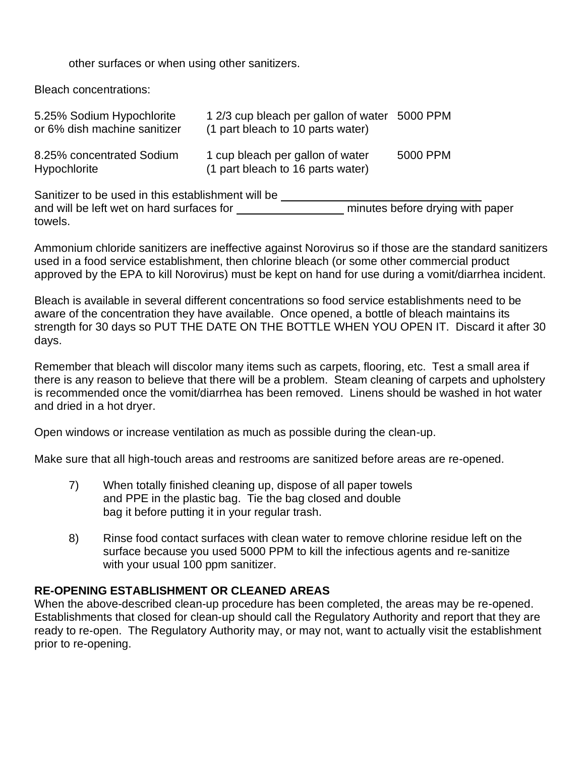other surfaces or when using other sanitizers.

Bleach concentrations:

| | | |
|---|---|---|
| 5.25% Sodium Hypochlorite or 6% dish machine sanitizer | 1 2/3 cup bleach per gallon of water (1 part bleach to 10 parts water) | 5000 PPM |
| 8.25% concentrated Sodium Hypochlorite | 1 cup bleach per gallon of water (1 part bleach to 16 parts water) | 5000 PPM |

Sanitizer to be used in this establishment will be ______________________________ and will be left wet on hard surfaces for ________________ minutes before drying with paper towels.

Ammonium chloride sanitizers are ineffective against Norovirus so if those are the standard sanitizers used in a food service establishment, then chlorine bleach (or some other commercial product approved by the EPA to kill Norovirus) must be kept on hand for use during a vomit/diarrhea incident.

Bleach is available in several different concentrations so food service establishments need to be aware of the concentration they have available. Once opened, a bottle of bleach maintains its strength for 30 days so PUT THE DATE ON THE BOTTLE WHEN YOU OPEN IT. Discard it after 30 days.

Remember that bleach will discolor many items such as carpets, flooring, etc. Test a small area if there is any reason to believe that there will be a problem. Steam cleaning of carpets and upholstery is recommended once the vomit/diarrhea has been removed. Linens should be washed in hot water and dried in a hot dryer.

Open windows or increase ventilation as much as possible during the clean-up.

Make sure that all high-touch areas and restrooms are sanitized before areas are re-opened.

7) When totally finished cleaning up, dispose of all paper towels and PPE in the plastic bag. Tie the bag closed and double bag it before putting it in your regular trash.

8) Rinse food contact surfaces with clean water to remove chlorine residue left on the surface because you used 5000 PPM to kill the infectious agents and re-sanitize with your usual 100 ppm sanitizer.

**RE-OPENING ESTABLISHMENT OR CLEANED AREAS**

When the above-described clean-up procedure has been completed, the areas may be re-opened. Establishments that closed for clean-up should call the Regulatory Authority and report that they are ready to re-open. The Regulatory Authority may, or may not, want to actually visit the establishment prior to re-opening.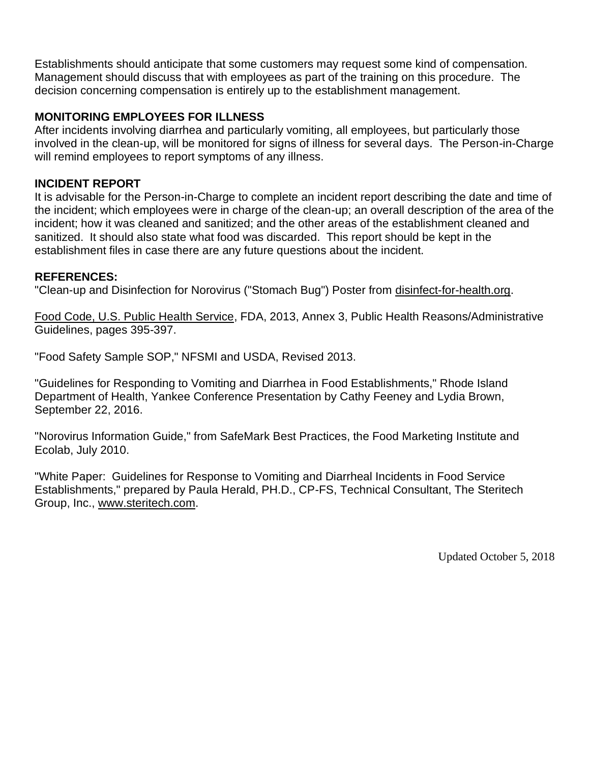Establishments should anticipate that some customers may request some kind of compensation. Management should discuss that with employees as part of the training on this procedure. The decision concerning compensation is entirely up to the establishment management.

## MONITORING EMPLOYEES FOR ILLNESS

After incidents involving diarrhea and particularly vomiting, all employees, but particularly those involved in the clean-up, will be monitored for signs of illness for several days. The Person-in-Charge will remind employees to report symptoms of any illness.

## INCIDENT REPORT

It is advisable for the Person-in-Charge to complete an incident report describing the date and time of the incident; which employees were in charge of the clean-up; an overall description of the area of the incident; how it was cleaned and sanitized; and the other areas of the establishment cleaned and sanitized. It should also state what food was discarded. This report should be kept in the establishment files in case there are any future questions about the incident.

## REFERENCES:

"Clean-up and Disinfection for Norovirus ("Stomach Bug") Poster from disinfect-for-health.org.

Food Code, U.S. Public Health Service, FDA, 2013, Annex 3, Public Health Reasons/Administrative Guidelines, pages 395-397.

"Food Safety Sample SOP," NFSMI and USDA, Revised 2013.

"Guidelines for Responding to Vomiting and Diarrhea in Food Establishments," Rhode Island Department of Health, Yankee Conference Presentation by Cathy Feeney and Lydia Brown, September 22, 2016.

"Norovirus Information Guide," from SafeMark Best Practices, the Food Marketing Institute and Ecolab, July 2010.

"White Paper: Guidelines for Response to Vomiting and Diarrheal Incidents in Food Service Establishments," prepared by Paula Herald, PH.D., CP-FS, Technical Consultant, The Steritech Group, Inc., www.steritech.com.

Updated October 5, 2018